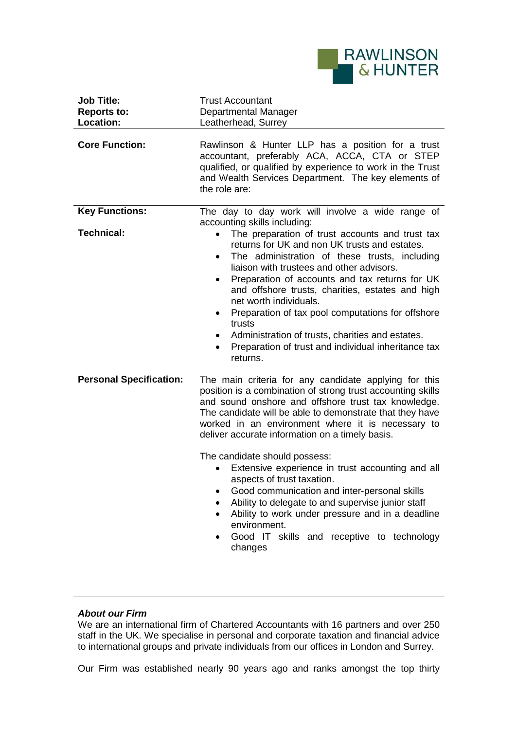RAWLINSON & HUNTER

| | |
|---|---|
| **Job Title:** | Trust Accountant |
| **Reports to:** | Departmental Manager |
| **Location:** | Leatherhead, Surrey |

**Core Function:**

Rawlinson & Hunter LLP has a position for a trust accountant, preferably ACA, ACCA, CTA or STEP qualified, or qualified by experience to work in the Trust and Wealth Services Department. The key elements of the role are:

**Key Functions:**

The day to day work will involve a wide range of accounting skills including:

**Technical:**

- The preparation of trust accounts and trust tax returns for UK and non UK trusts and estates.
- The administration of these trusts, including liaison with trustees and other advisors.
- Preparation of accounts and tax returns for UK and offshore trusts, charities, estates and high net worth individuals.
- Preparation of tax pool computations for offshore trusts
- Administration of trusts, charities and estates.
- Preparation of trust and individual inheritance tax returns.

**Personal Specification:**

The main criteria for any candidate applying for this position is a combination of strong trust accounting skills and sound onshore and offshore trust tax knowledge. The candidate will be able to demonstrate that they have worked in an environment where it is necessary to deliver accurate information on a timely basis.

The candidate should possess:

- Extensive experience in trust accounting and all aspects of trust taxation.
- Good communication and inter-personal skills
- Ability to delegate to and supervise junior staff
- Ability to work under pressure and in a deadline environment.
- Good IT skills and receptive to technology changes

---

***About our Firm***

We are an international firm of Chartered Accountants with 16 partners and over 250 staff in the UK. We specialise in personal and corporate taxation and financial advice to international groups and private individuals from our offices in London and Surrey.

Our Firm was established nearly 90 years ago and ranks amongst the top thirty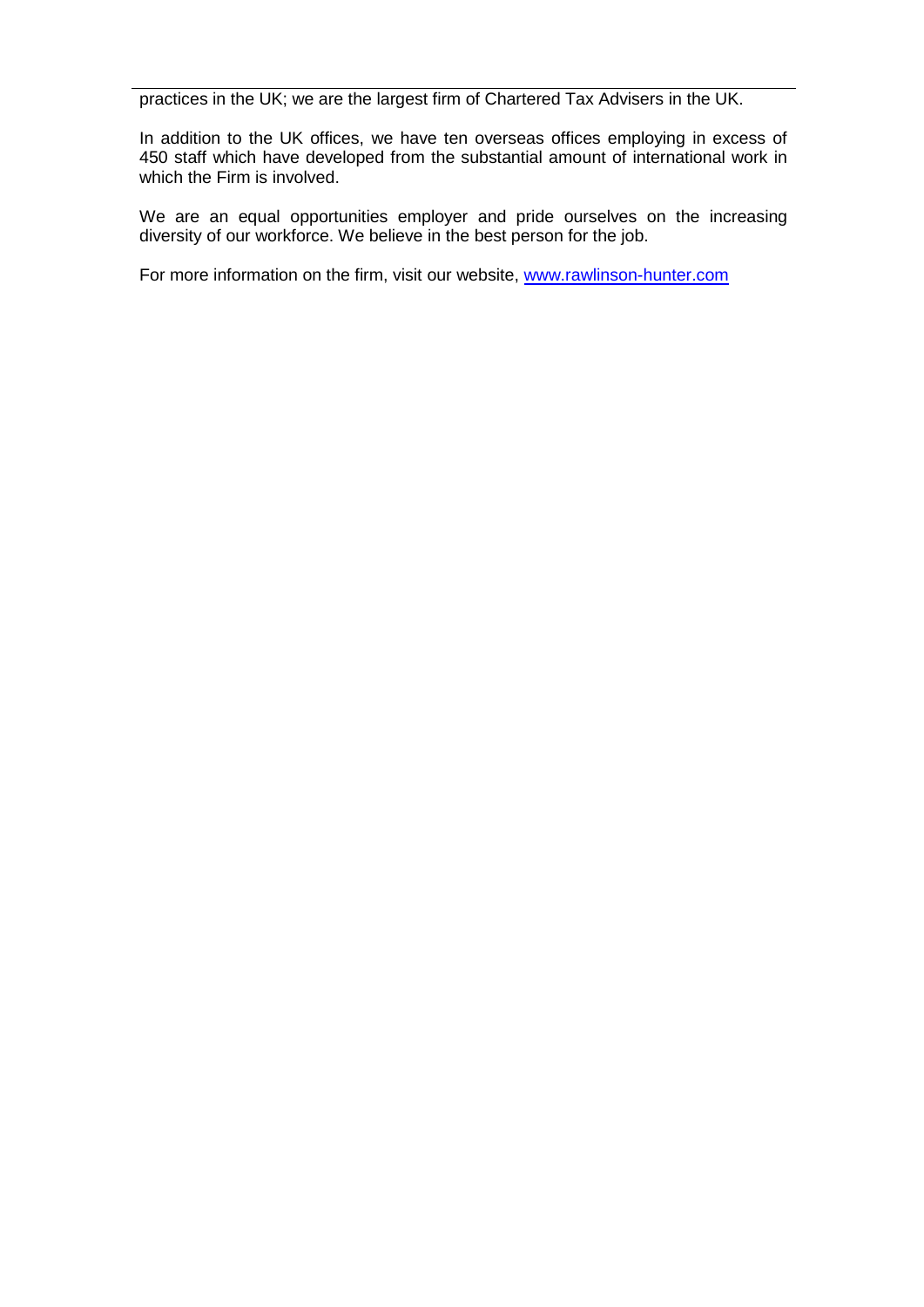practices in the UK; we are the largest firm of Chartered Tax Advisers in the UK.

In addition to the UK offices, we have ten overseas offices employing in excess of 450 staff which have developed from the substantial amount of international work in which the Firm is involved.

We are an equal opportunities employer and pride ourselves on the increasing diversity of our workforce. We believe in the best person for the job.

For more information on the firm, visit our website, [www.rawlinson-hunter.com](http://www.rawlinson-hunter.com)